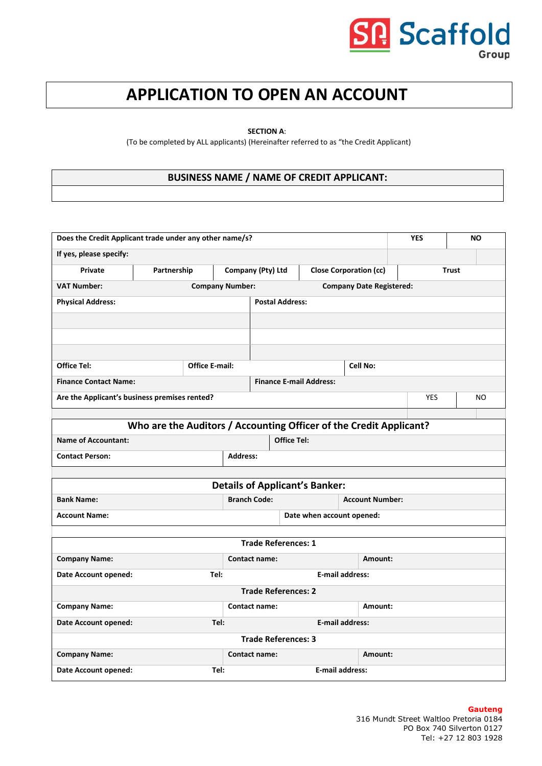SA Scaffold Group

# APPLICATION TO OPEN AN ACCOUNT

**SECTION A**:

(To be completed by ALL applicants) (Hereinafter referred to as "the Credit Applicant")

| BUSINESS NAME / NAME OF CREDIT APPLICANT: |
|---|
| |

| Does the Credit Applicant trade under any other name/s? | | | | YES | NO |
|---|---|---|---|---|---|
| If yes, please specify: | | | | | |
| Private | Partnership | Company (Pty) Ltd | Close Corporation (cc) | Trust | |
| VAT Number: | Company Number: | Company Date Registered: | | | |
| Physical Address: | Postal Address: | | | | |
| | | | | | |
| | | | | | |
| | | | | | |
| Office Tel: | Office E-mail: | Cell No: | | | |
| Finance Contact Name: | Finance E-mail Address: | | | | |
| Are the Applicant's business premises rented? | | | | YES | NO |
| | | | | | |

| Who are the Auditors / Accounting Officer of the Credit Applicant? | |
|---|---|
| Name of Accountant: | Office Tel: |
| Contact Person: | Address: |

| Details of Applicant's Banker: | | |
|---|---|---|
| Bank Name: | Branch Code: | Account Number: |
| Account Name: | Date when account opened: | |

| Trade References: 1 | | |
|---|---|---|
| Company Name: | Contact name: | Amount: |
| Date Account opened: | Tel: | E-mail address: |
| **Trade References: 2** | | |
| Company Name: | Contact name: | Amount: |
| Date Account opened: | Tel: | E-mail address: |
| **Trade References: 3** | | |
| Company Name: | Contact name: | Amount: |
| Date Account opened: | Tel: | E-mail address: |

**Gauteng**
316 Mundt Street Waltloo Pretoria 0184
PO Box 740 Silverton 0127
Tel: +27 12 803 1928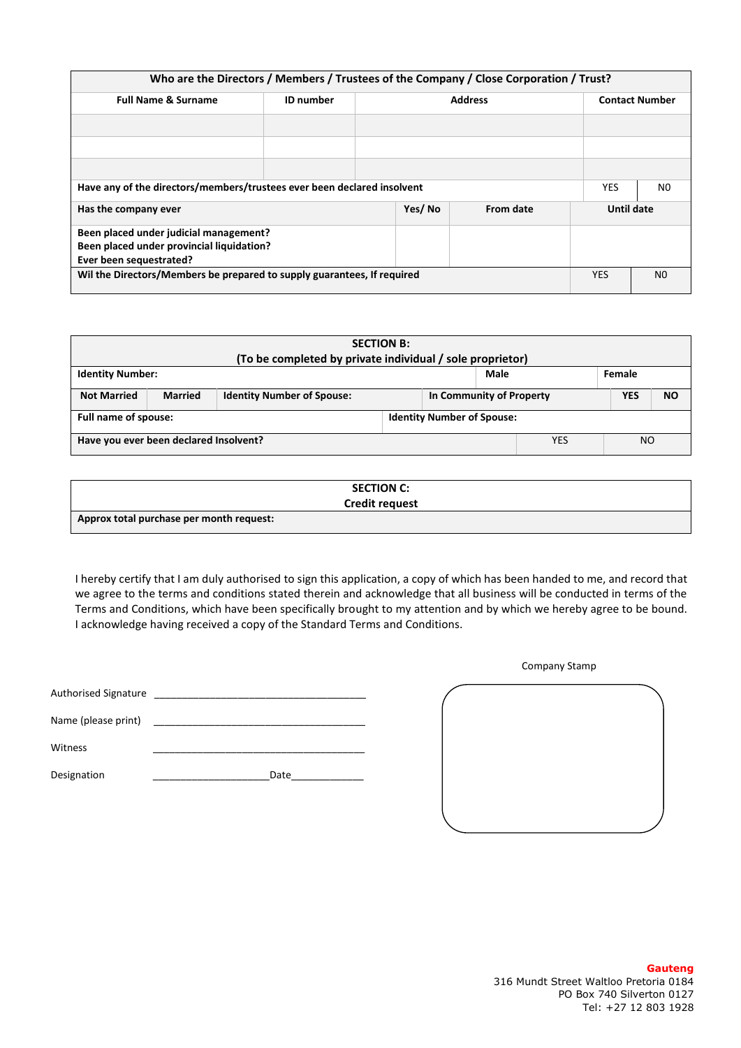| Who are the Directors / Members / Trustees of the Company / Close Corporation / Trust? | | | |
|---|---|---|---|
| **Full Name & Surname** | **ID number** | **Address** | **Contact Number** |
| | | | |
| | | | |
| | | | |

| Have any of the directors/members/trustees ever been declared insolvent | YES | NO |
|---|---|---|

| Has the company ever | Yes/ No | From date | Until date |
|---|---|---|---|
| **Been placed under judicial management?** <br> **Been placed under provincial liquidation?** <br> **Ever been sequestrated?** | | | |

| Wil the Directors/Members be prepared to supply guarantees, If required | YES | NO |
|---|---|---|

| SECTION B: (To be completed by private individual / sole proprietor) | | | | | | | |
|---|---|---|---|---|---|---|---|
| **Identity Number:** | | | | **Male** | | **Female** | |
| **Not Married** | **Married** | **Identity Number of Spouse:** | | **In Community of Property** | | **YES** | **NO** |
| **Full name of spouse:** | | | **Identity Number of Spouse:** | | | | |
| **Have you ever been declared Insolvent?** | | | | | YES | | NO |

| SECTION C: Credit request |
|---|
| **Approx total purchase per month request:** |

I hereby certify that I am duly authorised to sign this application, a copy of which has been handed to me, and record that we agree to the terms and conditions stated therein and acknowledge that all business will be conducted in terms of the Terms and Conditions, which have been specifically brought to my attention and by which we hereby agree to be bound. I acknowledge having received a copy of the Standard Terms and Conditions.

Authorised Signature ______________________________________

Name (please print) ______________________________________

Witness ______________________________________

Designation ____________________Date____________

Company Stamp

**Gauteng**
316 Mundt Street Waltloo Pretoria 0184
PO Box 740 Silverton 0127
Tel: +27 12 803 1928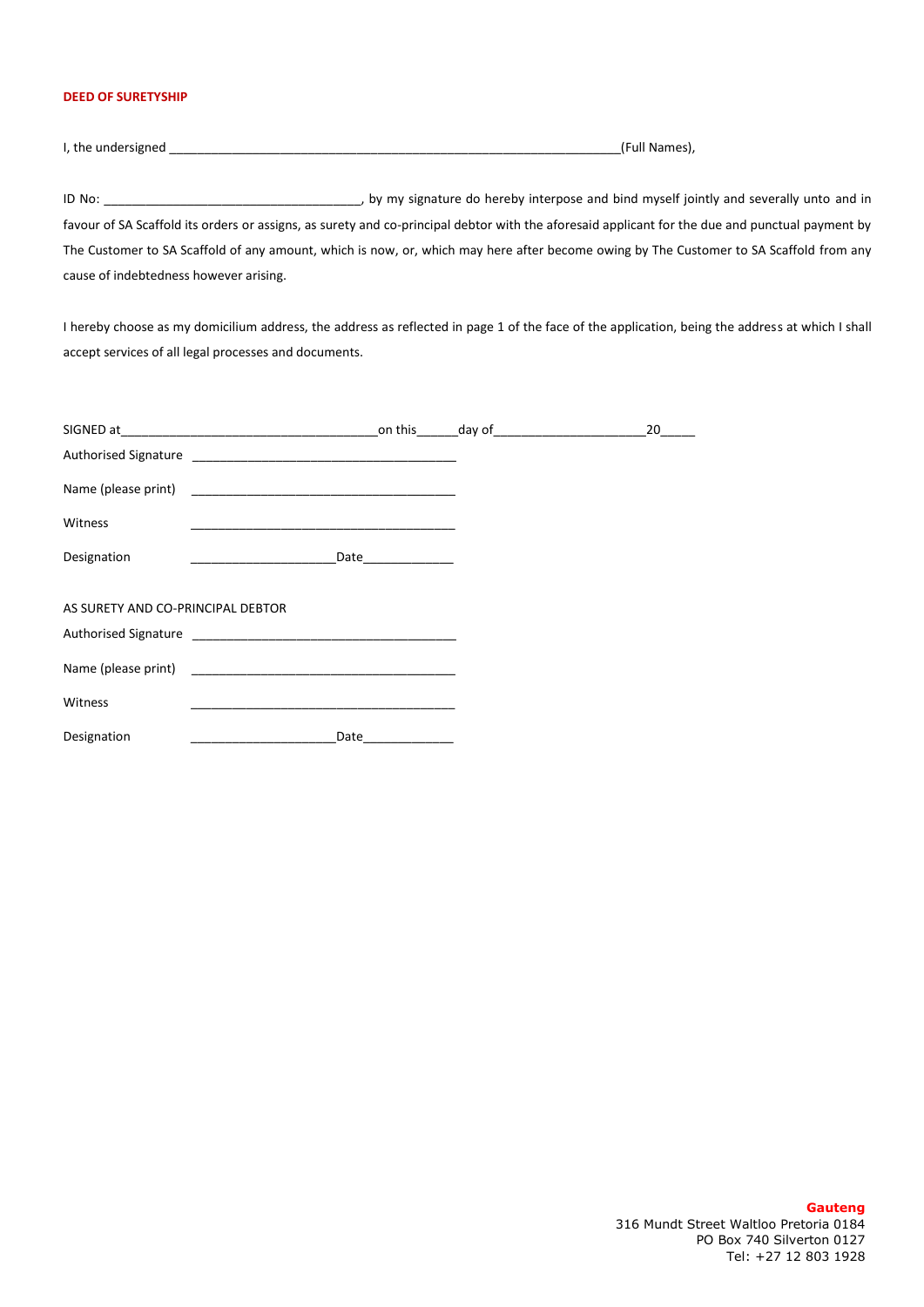**DEED OF SURETYSHIP**

I, the undersigned _________________________________________________________________(Full Names),

ID No: ____________________________________, by my signature do hereby interpose and bind myself jointly and severally unto and in favour of SA Scaffold its orders or assigns, as surety and co-principal debtor with the aforesaid applicant for the due and punctual payment by The Customer to SA Scaffold of any amount, which is now, or, which may here after become owing by The Customer to SA Scaffold from any cause of indebtedness however arising.

I hereby choose as my domicilium address, the address as reflected in page 1 of the face of the application, being the address at which I shall accept services of all legal processes and documents.

SIGNED at____________________________________on this______day of_____________________20_____

Authorised Signature _____________________________________

Name (please print) _____________________________________

Witness _____________________________________

Designation ____________________Date____________

AS SURETY AND CO-PRINCIPAL DEBTOR

Authorised Signature _____________________________________

Name (please print) _____________________________________

Witness _____________________________________

Designation ____________________Date____________

**Gauteng**
316 Mundt Street Waltloo Pretoria 0184
PO Box 740 Silverton 0127
Tel: +27 12 803 1928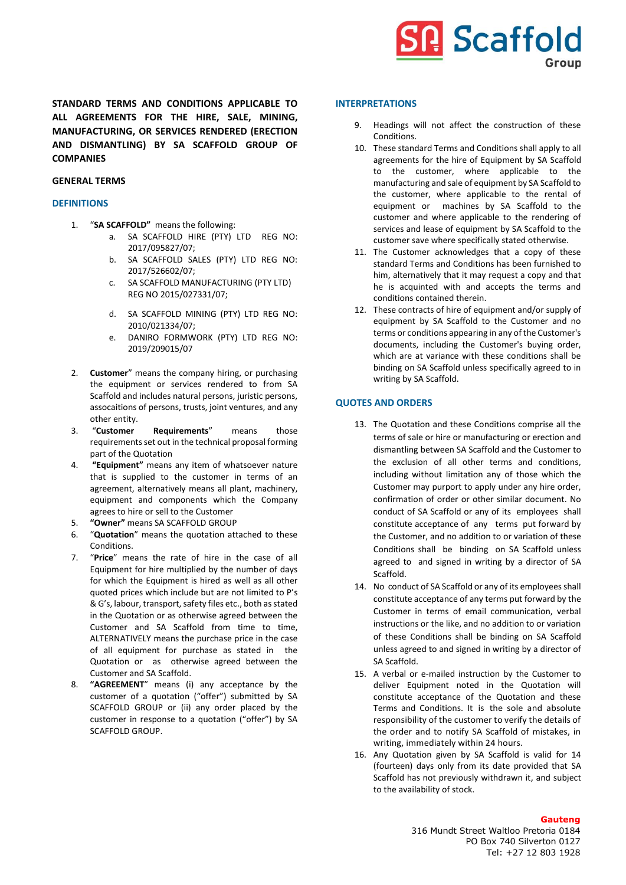**STANDARD TERMS AND CONDITIONS APPLICABLE TO ALL AGREEMENTS FOR THE HIRE, SALE, MINING, MANUFACTURING, OR SERVICES RENDERED (ERECTION AND DISMANTLING) BY SA SCAFFOLD GROUP OF COMPANIES**

**GENERAL TERMS**

## DEFINITIONS

1. "**SA SCAFFOLD**" means the following:
   a. SA SCAFFOLD HIRE (PTY) LTD REG NO: 2017/095827/07;
   b. SA SCAFFOLD SALES (PTY) LTD REG NO: 2017/526602/07;
   c. SA SCAFFOLD MANUFACTURING (PTY LTD) REG NO 2015/027331/07;
   d. SA SCAFFOLD MINING (PTY) LTD REG NO: 2010/021334/07;
   e. DANIRO FORMWORK (PTY) LTD REG NO: 2019/209015/07
2. **Customer**" means the company hiring, or purchasing the equipment or services rendered to from SA Scaffold and includes natural persons, juristic persons, assocaitions of persons, trusts, joint ventures, and any other entity.
3. "**Customer Requirements**" means those requirements set out in the technical proposal forming part of the Quotation
4. **"Equipment"** means any item of whatsoever nature that is supplied to the customer in terms of an agreement, alternatively means all plant, machinery, equipment and components which the Company agrees to hire or sell to the Customer
5. **"Owner"** means SA SCAFFOLD GROUP
6. "**Quotation**" means the quotation attached to these Conditions.
7. "**Price**" means the rate of hire in the case of all Equipment for hire multiplied by the number of days for which the Equipment is hired as well as all other quoted prices which include but are not limited to P's & G's, labour, transport, safety files etc., both as stated in the Quotation or as otherwise agreed between the Customer and SA Scaffold from time to time, ALTERNATIVELY means the purchase price in the case of all equipment for purchase as stated in the Quotation or as otherwise agreed between the Customer and SA Scaffold.
8. **"AGREEMENT**" means (i) any acceptance by the customer of a quotation ("offer") submitted by SA SCAFFOLD GROUP or (ii) any order placed by the customer in response to a quotation ("offer") by SA SCAFFOLD GROUP.

## INTERPRETATIONS

9. Headings will not affect the construction of these Conditions.
10. These standard Terms and Conditions shall apply to all agreements for the hire of Equipment by SA Scaffold to the customer, where applicable to the manufacturing and sale of equipment by SA Scaffold to the customer, where applicable to the rental of equipment or machines by SA Scaffold to the customer and where applicable to the rendering of services and lease of equipment by SA Scaffold to the customer save where specifically stated otherwise.
11. The Customer acknowledges that a copy of these standard Terms and Conditions has been furnished to him, alternatively that it may request a copy and that he is acquinted with and accepts the terms and conditions contained therein.
12. These contracts of hire of equipment and/or supply of equipment by SA Scaffold to the Customer and no terms or conditions appearing in any of the Customer's documents, including the Customer's buying order, which are at variance with these conditions shall be binding on SA Scaffold unless specifically agreed to in writing by SA Scaffold.

## QUOTES AND ORDERS

13. The Quotation and these Conditions comprise all the terms of sale or hire or manufacturing or erection and dismantling between SA Scaffold and the Customer to the exclusion of all other terms and conditions, including without limitation any of those which the Customer may purport to apply under any hire order, confirmation of order or other similar document. No conduct of SA Scaffold or any of its employees shall constitute acceptance of any terms put forward by the Customer, and no addition to or variation of these Conditions shall be binding on SA Scaffold unless agreed to and signed in writing by a director of SA Scaffold.
14. No conduct of SA Scaffold or any of its employees shall constitute acceptance of any terms put forward by the Customer in terms of email communication, verbal instructions or the like, and no addition to or variation of these Conditions shall be binding on SA Scaffold unless agreed to and signed in writing by a director of SA Scaffold.
15. A verbal or e-mailed instruction by the Customer to deliver Equipment noted in the Quotation will constitute acceptance of the Quotation and these Terms and Conditions. It is the sole and absolute responsibility of the customer to verify the details of the order and to notify SA Scaffold of mistakes, in writing, immediately within 24 hours.
16. Any Quotation given by SA Scaffold is valid for 14 (fourteen) days only from its date provided that SA Scaffold has not previously withdrawn it, and subject to the availability of stock.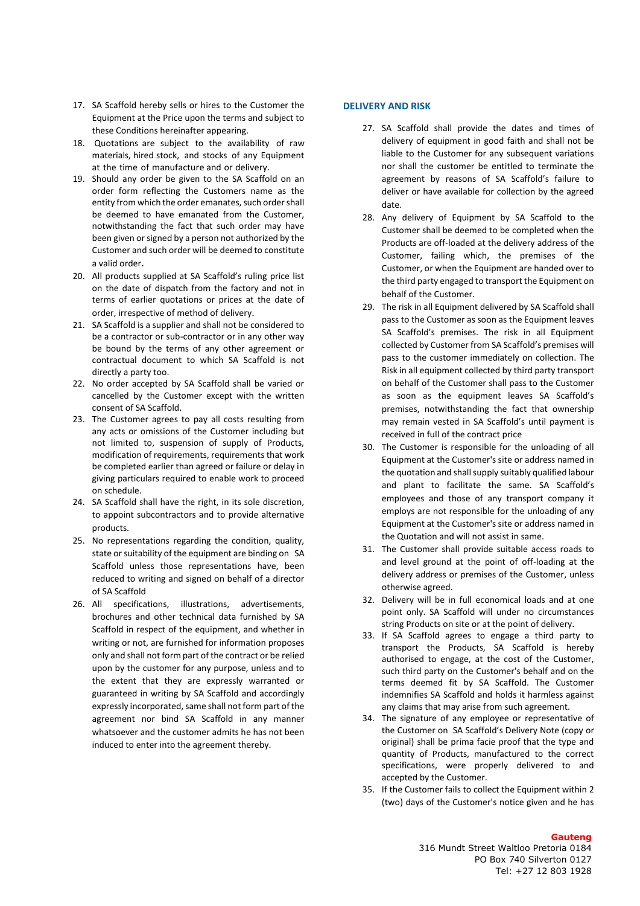17. SA Scaffold hereby sells or hires to the Customer the Equipment at the Price upon the terms and subject to these Conditions hereinafter appearing.
18. Quotations are subject to the availability of raw materials, hired stock, and stocks of any Equipment at the time of manufacture and or delivery.
19. Should any order be given to the SA Scaffold on an order form reflecting the Customers name as the entity from which the order emanates, such order shall be deemed to have emanated from the Customer, notwithstanding the fact that such order may have been given or signed by a person not authorized by the Customer and such order will be deemed to constitute a valid order.
20. All products supplied at SA Scaffold's ruling price list on the date of dispatch from the factory and not in terms of earlier quotations or prices at the date of order, irrespective of method of delivery.
21. SA Scaffold is a supplier and shall not be considered to be a contractor or sub-contractor or in any other way be bound by the terms of any other agreement or contractual document to which SA Scaffold is not directly a party too.
22. No order accepted by SA Scaffold shall be varied or cancelled by the Customer except with the written consent of SA Scaffold.
23. The Customer agrees to pay all costs resulting from any acts or omissions of the Customer including but not limited to, suspension of supply of Products, modification of requirements, requirements that work be completed earlier than agreed or failure or delay in giving particulars required to enable work to proceed on schedule.
24. SA Scaffold shall have the right, in its sole discretion, to appoint subcontractors and to provide alternative products.
25. No representations regarding the condition, quality, state or suitability of the equipment are binding on SA Scaffold unless those representations have, been reduced to writing and signed on behalf of a director of SA Scaffold
26. All specifications, illustrations, advertisements, brochures and other technical data furnished by SA Scaffold in respect of the equipment, and whether in writing or not, are furnished for information proposes only and shall not form part of the contract or be relied upon by the customer for any purpose, unless and to the extent that they are expressly warranted or guaranteed in writing by SA Scaffold and accordingly expressly incorporated, same shall not form part of the agreement nor bind SA Scaffold in any manner whatsoever and the customer admits he has not been induced to enter into the agreement thereby.

### DELIVERY AND RISK

27. SA Scaffold shall provide the dates and times of delivery of equipment in good faith and shall not be liable to the Customer for any subsequent variations nor shall the customer be entitled to terminate the agreement by reasons of SA Scaffold's failure to deliver or have available for collection by the agreed date.
28. Any delivery of Equipment by SA Scaffold to the Customer shall be deemed to be completed when the Products are off-loaded at the delivery address of the Customer, failing which, the premises of the Customer, or when the Equipment are handed over to the third party engaged to transport the Equipment on behalf of the Customer.
29. The risk in all Equipment delivered by SA Scaffold shall pass to the Customer as soon as the Equipment leaves SA Scaffold's premises. The risk in all Equipment collected by Customer from SA Scaffold's premises will pass to the customer immediately on collection. The Risk in all equipment collected by third party transport on behalf of the Customer shall pass to the Customer as soon as the equipment leaves SA Scaffold's premises, notwithstanding the fact that ownership may remain vested in SA Scaffold's until payment is received in full of the contract price
30. The Customer is responsible for the unloading of all Equipment at the Customer's site or address named in the quotation and shall supply suitably qualified labour and plant to facilitate the same. SA Scaffold's employees and those of any transport company it employs are not responsible for the unloading of any Equipment at the Customer's site or address named in the Quotation and will not assist in same.
31. The Customer shall provide suitable access roads to and level ground at the point of off-loading at the delivery address or premises of the Customer, unless otherwise agreed.
32. Delivery will be in full economical loads and at one point only. SA Scaffold will under no circumstances string Products on site or at the point of delivery.
33. If SA Scaffold agrees to engage a third party to transport the Products, SA Scaffold is hereby authorised to engage, at the cost of the Customer, such third party on the Customer's behalf and on the terms deemed fit by SA Scaffold. The Customer indemnifies SA Scaffold and holds it harmless against any claims that may arise from such agreement.
34. The signature of any employee or representative of the Customer on SA Scaffold's Delivery Note (copy or original) shall be prima facie proof that the type and quantity of Products, manufactured to the correct specifications, were properly delivered to and accepted by the Customer.
35. If the Customer fails to collect the Equipment within 2 (two) days of the Customer's notice given and he has

**Gauteng**
316 Mundt Street Waltloo Pretoria 0184
PO Box 740 Silverton 0127
Tel: +27 12 803 1928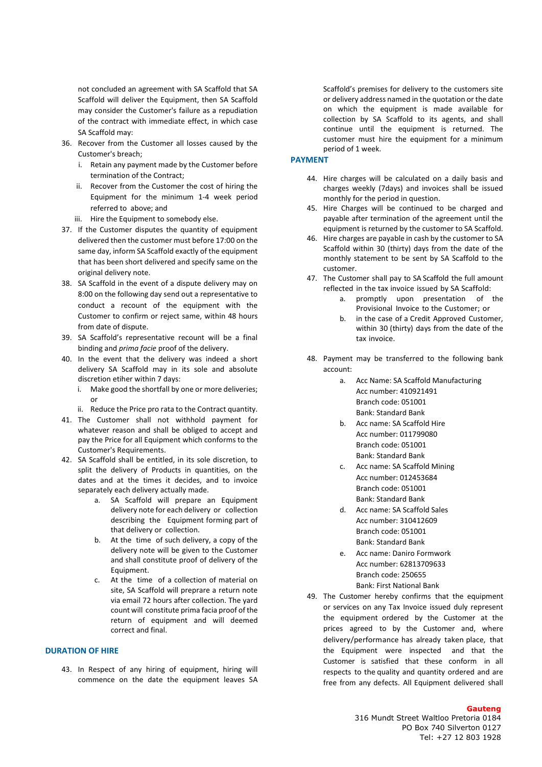not concluded an agreement with SA Scaffold that SA Scaffold will deliver the Equipment, then SA Scaffold may consider the Customer's failure as a repudiation of the contract with immediate effect, in which case SA Scaffold may:

36. Recover from the Customer all losses caused by the Customer's breach;
    i. Retain any payment made by the Customer before termination of the Contract;
    ii. Recover from the Customer the cost of hiring the Equipment for the minimum 1-4 week period referred to above; and
    iii. Hire the Equipment to somebody else.
37. If the Customer disputes the quantity of equipment delivered then the customer must before 17:00 on the same day, inform SA Scaffold exactly of the equipment that has been short delivered and specify same on the original delivery note.
38. SA Scaffold in the event of a dispute delivery may on 8:00 on the following day send out a representative to conduct a recount of the equipment with the Customer to confirm or reject same, within 48 hours from date of dispute.
39. SA Scaffold's representative recount will be a final binding and *prima facie* proof of the delivery.
40. In the event that the delivery was indeed a short delivery SA Scaffold may in its sole and absolute discretion etiher within 7 days:
    i. Make good the shortfall by one or more deliveries; or
    ii. Reduce the Price pro rata to the Contract quantity.
41. The Customer shall not withhold payment for whatever reason and shall be obliged to accept and pay the Price for all Equipment which conforms to the Customer's Requirements.
42. SA Scaffold shall be entitled, in its sole discretion, to split the delivery of Products in quantities, on the dates and at the times it decides, and to invoice separately each delivery actually made.
    a. SA Scaffold will prepare an Equipment delivery note for each delivery or collection describing the Equipment forming part of that delivery or collection.
    b. At the time of such delivery, a copy of the delivery note will be given to the Customer and shall constitute proof of delivery of the Equipment.
    c. At the time of a collection of material on site, SA Scaffold will preprare a return note via email 72 hours after collection. The yard count will constitute prima facia proof of the return of equipment and will deemed correct and final.

## DURATION OF HIRE

43. In Respect of any hiring of equipment, hiring will commence on the date the equipment leaves SA Scaffold's premises for delivery to the customers site or delivery address named in the quotation or the date on which the equipment is made available for collection by SA Scaffold to its agents, and shall continue until the equipment is returned. The customer must hire the equipment for a minimum period of 1 week.

## PAYMENT

44. Hire charges will be calculated on a daily basis and charges weekly (7days) and invoices shall be issued monthly for the period in question.
45. Hire Charges will be continued to be charged and payable after termination of the agreement until the equipment is returned by the customer to SA Scaffold.
46. Hire charges are payable in cash by the customer to SA Scaffold within 30 (thirty) days from the date of the monthly statement to be sent by SA Scaffold to the customer.
47. The Customer shall pay to SA Scaffold the full amount reflected in the tax invoice issued by SA Scaffold:
    a. promptly upon presentation of the Provisional Invoice to the Customer; or
    b. in the case of a Credit Approved Customer, within 30 (thirty) days from the date of the tax invoice.
48. Payment may be transferred to the following bank account:
    a. Acc Name: SA Scaffold Manufacturing
       Acc number: 410921491
       Branch code: 051001
       Bank: Standard Bank
    b. Acc name: SA Scaffold Hire
       Acc number: 011799080
       Branch code: 051001
       Bank: Standard Bank
    c. Acc name: SA Scaffold Mining
       Acc number: 012453684
       Branch code: 051001
       Bank: Standard Bank
    d. Acc name: SA Scaffold Sales
       Acc number: 310412609
       Branch code: 051001
       Bank: Standard Bank
    e. Acc name: Daniro Formwork
       Acc number: 62813709633
       Branch code: 250655
       Bank: First National Bank
49. The Customer hereby confirms that the equipment or services on any Tax Invoice issued duly represent the equipment ordered by the Customer at the prices agreed to by the Customer and, where delivery/performance has already taken place, that the Equipment were inspected and that the Customer is satisfied that these conform in all respects to the quality and quantity ordered and are free from any defects. All Equipment delivered shall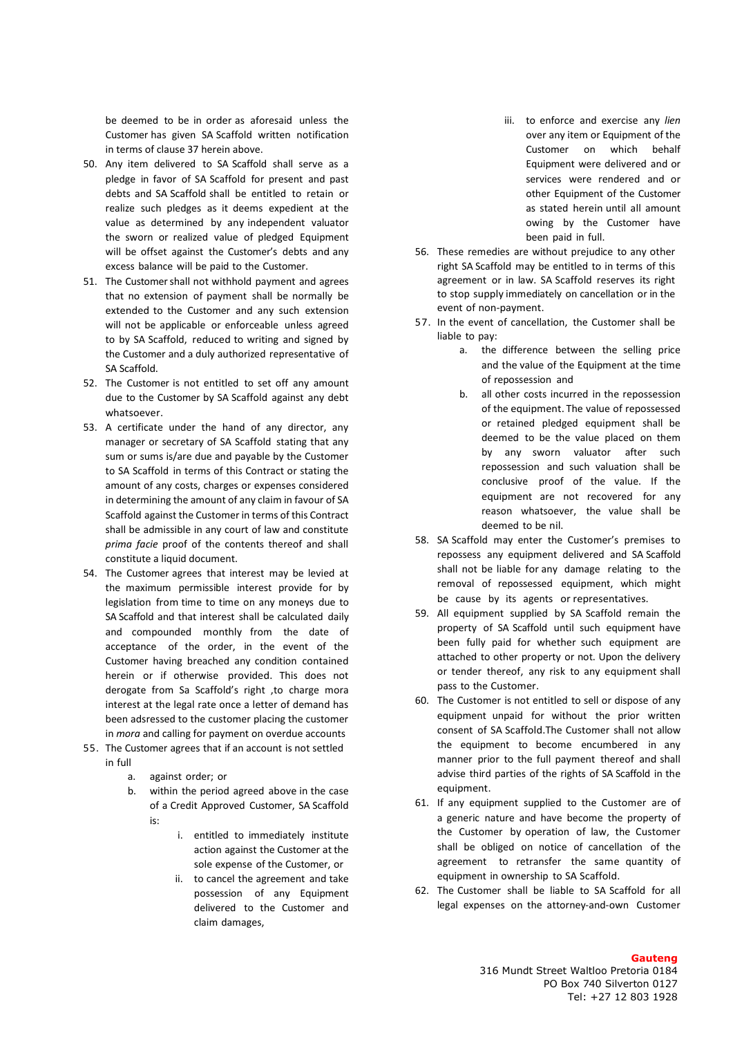be deemed to be in order as aforesaid unless the Customer has given SA Scaffold written notification in terms of clause 37 herein above.

50. Any item delivered to SA Scaffold shall serve as a pledge in favor of SA Scaffold for present and past debts and SA Scaffold shall be entitled to retain or realize such pledges as it deems expedient at the value as determined by any independent valuator the sworn or realized value of pledged Equipment will be offset against the Customer's debts and any excess balance will be paid to the Customer.
51. The Customer shall not withhold payment and agrees that no extension of payment shall be normally be extended to the Customer and any such extension will not be applicable or enforceable unless agreed to by SA Scaffold, reduced to writing and signed by the Customer and a duly authorized representative of SA Scaffold.
52. The Customer is not entitled to set off any amount due to the Customer by SA Scaffold against any debt whatsoever.
53. A certificate under the hand of any director, any manager or secretary of SA Scaffold stating that any sum or sums is/are due and payable by the Customer to SA Scaffold in terms of this Contract or stating the amount of any costs, charges or expenses considered in determining the amount of any claim in favour of SA Scaffold against the Customer in terms of this Contract shall be admissible in any court of law and constitute *prima facie* proof of the contents thereof and shall constitute a liquid document.
54. The Customer agrees that interest may be levied at the maximum permissible interest provide for by legislation from time to time on any moneys due to SA Scaffold and that interest shall be calculated daily and compounded monthly from the date of acceptance of the order, in the event of the Customer having breached any condition contained herein or if otherwise provided. This does not derogate from Sa Scaffold's right ,to charge mora interest at the legal rate once a letter of demand has been adsressed to the customer placing the customer in *mora* and calling for payment on overdue accounts
55. The Customer agrees that if an account is not settled in full
    a. against order; or
    b. within the period agreed above in the case of a Credit Approved Customer, SA Scaffold is:
        i. entitled to immediately institute action against the Customer at the sole expense of the Customer, or
        ii. to cancel the agreement and take possession of any Equipment delivered to the Customer and claim damages,
        iii. to enforce and exercise any *lien* over any item or Equipment of the Customer on which behalf Equipment were delivered and or services were rendered and or other Equipment of the Customer as stated herein until all amount owing by the Customer have been paid in full.
56. These remedies are without prejudice to any other right SA Scaffold may be entitled to in terms of this agreement or in law. SA Scaffold reserves its right to stop supply immediately on cancellation or in the event of non-payment.
57. In the event of cancellation, the Customer shall be liable to pay:
    a. the difference between the selling price and the value of the Equipment at the time of repossession and
    b. all other costs incurred in the repossession of the equipment. The value of repossessed or retained pledged equipment shall be deemed to be the value placed on them by any sworn valuator after such repossession and such valuation shall be conclusive proof of the value. If the equipment are not recovered for any reason whatsoever, the value shall be deemed to be nil.
58. SA Scaffold may enter the Customer's premises to repossess any equipment delivered and SA Scaffold shall not be liable for any damage relating to the removal of repossessed equipment, which might be cause by its agents or representatives.
59. All equipment supplied by SA Scaffold remain the property of SA Scaffold until such equipment have been fully paid for whether such equipment are attached to other property or not. Upon the delivery or tender thereof, any risk to any equipment shall pass to the Customer.
60. The Customer is not entitled to sell or dispose of any equipment unpaid for without the prior written consent of SA Scaffold.The Customer shall not allow the equipment to become encumbered in any manner prior to the full payment thereof and shall advise third parties of the rights of SA Scaffold in the equipment.
61. If any equipment supplied to the Customer are of a generic nature and have become the property of the Customer by operation of law, the Customer shall be obliged on notice of cancellation of the agreement to retransfer the same quantity of equipment in ownership to SA Scaffold.
62. The Customer shall be liable to SA Scaffold for all legal expenses on the attorney-and-own Customer

**Gauteng**
316 Mundt Street Waltloo Pretoria 0184
PO Box 740 Silverton 0127
Tel: +27 12 803 1928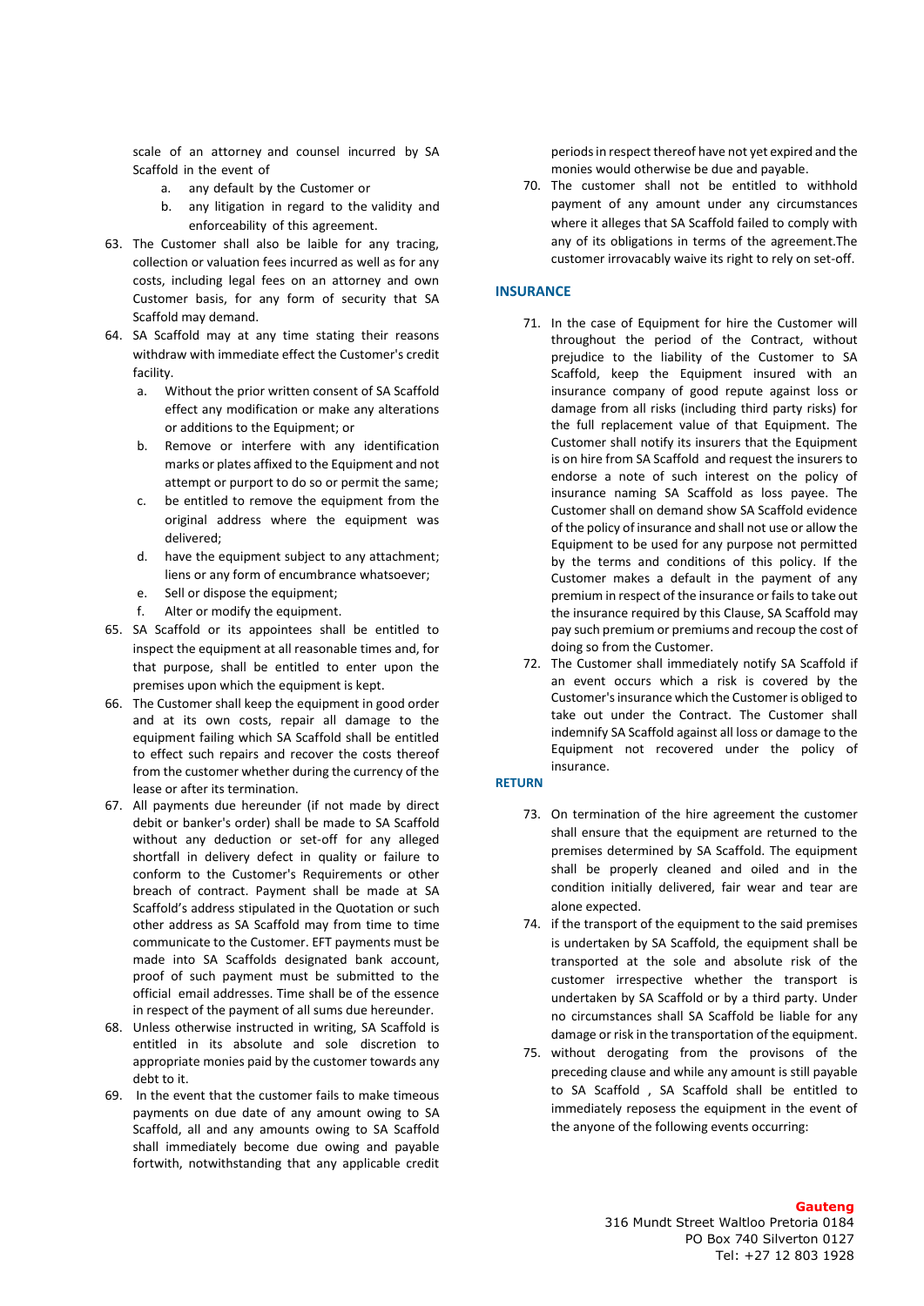scale of an attorney and counsel incurred by SA Scaffold in the event of

a. any default by the Customer or
b. any litigation in regard to the validity and enforceability of this agreement.

63. The Customer shall also be laible for any tracing, collection or valuation fees incurred as well as for any costs, including legal fees on an attorney and own Customer basis, for any form of security that SA Scaffold may demand.
64. SA Scaffold may at any time stating their reasons withdraw with immediate effect the Customer's credit facility.
    a. Without the prior written consent of SA Scaffold effect any modification or make any alterations or additions to the Equipment; or
    b. Remove or interfere with any identification marks or plates affixed to the Equipment and not attempt or purport to do so or permit the same;
    c. be entitled to remove the equipment from the original address where the equipment was delivered;
    d. have the equipment subject to any attachment; liens or any form of encumbrance whatsoever;
    e. Sell or dispose the equipment;
    f. Alter or modify the equipment.
65. SA Scaffold or its appointees shall be entitled to inspect the equipment at all reasonable times and, for that purpose, shall be entitled to enter upon the premises upon which the equipment is kept.
66. The Customer shall keep the equipment in good order and at its own costs, repair all damage to the equipment failing which SA Scaffold shall be entitled to effect such repairs and recover the costs thereof from the customer whether during the currency of the lease or after its termination.
67. All payments due hereunder (if not made by direct debit or banker's order) shall be made to SA Scaffold without any deduction or set-off for any alleged shortfall in delivery defect in quality or failure to conform to the Customer's Requirements or other breach of contract. Payment shall be made at SA Scaffold's address stipulated in the Quotation or such other address as SA Scaffold may from time to time communicate to the Customer. EFT payments must be made into SA Scaffolds designated bank account, proof of such payment must be submitted to the official email addresses. Time shall be of the essence in respect of the payment of all sums due hereunder.
68. Unless otherwise instructed in writing, SA Scaffold is entitled in its absolute and sole discretion to appropriate monies paid by the customer towards any debt to it.
69. In the event that the customer fails to make timeous payments on due date of any amount owing to SA Scaffold, all and any amounts owing to SA Scaffold shall immediately become due owing and payable forthwith, notwithstanding that any applicable credit periods in respect thereof have not yet expired and the monies would otherwise be due and payable.
70. The customer shall not be entitled to withhold payment of any amount under any circumstances where it alleges that SA Scaffold failed to comply with any of its obligations in terms of the agreement.The customer irrovacably waive its right to rely on set-off.

## INSURANCE

71. In the case of Equipment for hire the Customer will throughout the period of the Contract, without prejudice to the liability of the Customer to SA Scaffold, keep the Equipment insured with an insurance company of good repute against loss or damage from all risks (including third party risks) for the full replacement value of that Equipment. The Customer shall notify its insurers that the Equipment is on hire from SA Scaffold and request the insurers to endorse a note of such interest on the policy of insurance naming SA Scaffold as loss payee. The Customer shall on demand show SA Scaffold evidence of the policy of insurance and shall not use or allow the Equipment to be used for any purpose not permitted by the terms and conditions of this policy. If the Customer makes a default in the payment of any premium in respect of the insurance or fails to take out the insurance required by this Clause, SA Scaffold may pay such premium or premiums and recoup the cost of doing so from the Customer.
72. The Customer shall immediately notify SA Scaffold if an event occurs which a risk is covered by the Customer's insurance which the Customer is obliged to take out under the Contract. The Customer shall indemnify SA Scaffold against all loss or damage to the Equipment not recovered under the policy of insurance.

## RETURN

73. On termination of the hire agreement the customer shall ensure that the equipment are returned to the premises determined by SA Scaffold. The equipment shall be properly cleaned and oiled and in the condition initially delivered, fair wear and tear are alone expected.
74. if the transport of the equipment to the said premises is undertaken by SA Scaffold, the equipment shall be transported at the sole and absolute risk of the customer irrespective whether the transport is undertaken by SA Scaffold or by a third party. Under no circumstances shall SA Scaffold be liable for any damage or risk in the transportation of the equipment.
75. without derogating from the provisons of the preceding clause and while any amount is still payable to SA Scaffold , SA Scaffold shall be entitled to immediately reposess the equipment in the event of the anyone of the following events occurring:

**Gauteng**
316 Mundt Street Waltloo Pretoria 0184
PO Box 740 Silverton 0127
Tel: +27 12 803 1928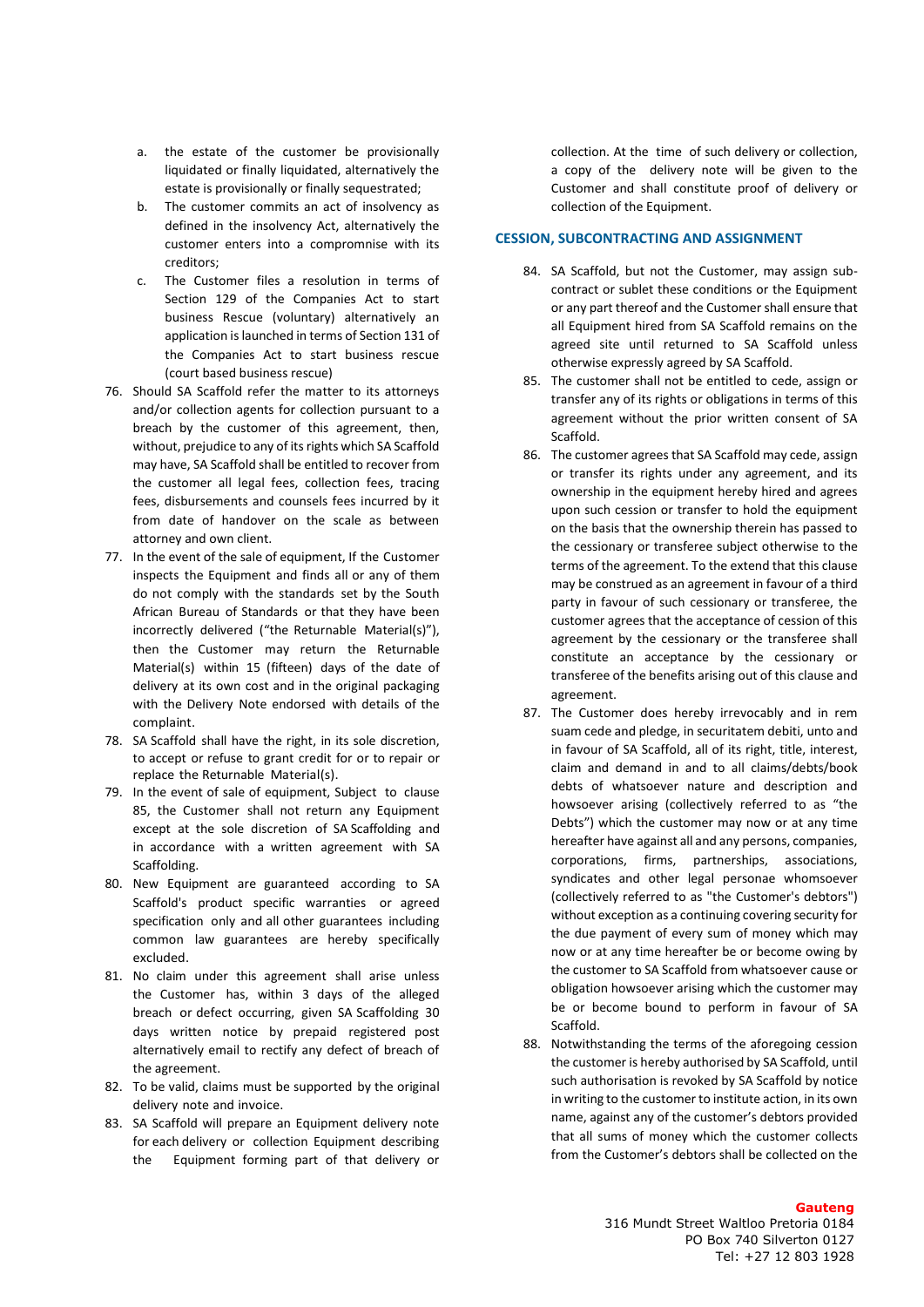a. the estate of the customer be provisionally liquidated or finally liquidated, alternatively the estate is provisionally or finally sequestrated;
b. The customer commits an act of insolvency as defined in the insolvency Act, alternatively the customer enters into a compromnise with its creditors;
c. The Customer files a resolution in terms of Section 129 of the Companies Act to start business Rescue (voluntary) alternatively an application is launched in terms of Section 131 of the Companies Act to start business rescue (court based business rescue)

76. Should SA Scaffold refer the matter to its attorneys and/or collection agents for collection pursuant to a breach by the customer of this agreement, then, without, prejudice to any of its rights which SA Scaffold may have, SA Scaffold shall be entitled to recover from the customer all legal fees, collection fees, tracing fees, disbursements and counsels fees incurred by it from date of handover on the scale as between attorney and own client.
77. In the event of the sale of equipment, If the Customer inspects the Equipment and finds all or any of them do not comply with the standards set by the South African Bureau of Standards or that they have been incorrectly delivered ("the Returnable Material(s)"), then the Customer may return the Returnable Material(s) within 15 (fifteen) days of the date of delivery at its own cost and in the original packaging with the Delivery Note endorsed with details of the complaint.
78. SA Scaffold shall have the right, in its sole discretion, to accept or refuse to grant credit for or to repair or replace the Returnable Material(s).
79. In the event of sale of equipment, Subject to clause 85, the Customer shall not return any Equipment except at the sole discretion of SA Scaffolding and in accordance with a written agreement with SA Scaffolding.
80. New Equipment are guaranteed according to SA Scaffold's product specific warranties or agreed specification only and all other guarantees including common law guarantees are hereby specifically excluded.
81. No claim under this agreement shall arise unless the Customer has, within 3 days of the alleged breach or defect occurring, given SA Scaffolding 30 days written notice by prepaid registered post alternatively email to rectify any defect of breach of the agreement.
82. To be valid, claims must be supported by the original delivery note and invoice.
83. SA Scaffold will prepare an Equipment delivery note for each delivery or collection Equipment describing the Equipment forming part of that delivery or collection. At the time of such delivery or collection, a copy of the delivery note will be given to the Customer and shall constitute proof of delivery or collection of the Equipment.

## CESSION, SUBCONTRACTING AND ASSIGNMENT

84. SA Scaffold, but not the Customer, may assign sub-contract or sublet these conditions or the Equipment or any part thereof and the Customer shall ensure that all Equipment hired from SA Scaffold remains on the agreed site until returned to SA Scaffold unless otherwise expressly agreed by SA Scaffold.
85. The customer shall not be entitled to cede, assign or transfer any of its rights or obligations in terms of this agreement without the prior written consent of SA Scaffold.
86. The customer agrees that SA Scaffold may cede, assign or transfer its rights under any agreement, and its ownership in the equipment hereby hired and agrees upon such cession or transfer to hold the equipment on the basis that the ownership therein has passed to the cessionary or transferee subject otherwise to the terms of the agreement. To the extend that this clause may be construed as an agreement in favour of a third party in favour of such cessionary or transferee, the customer agrees that the acceptance of cession of this agreement by the cessionary or the transferee shall constitute an acceptance by the cessionary or transferee of the benefits arising out of this clause and agreement.
87. The Customer does hereby irrevocably and in rem suam cede and pledge, in securitatem debiti, unto and in favour of SA Scaffold, all of its right, title, interest, claim and demand in and to all claims/debts/book debts of whatsoever nature and description and howsoever arising (collectively referred to as "the Debts") which the customer may now or at any time hereafter have against all and any persons, companies, corporations, firms, partnerships, associations, syndicates and other legal personae whomsoever (collectively referred to as "the Customer's debtors") without exception as a continuing covering security for the due payment of every sum of money which may now or at any time hereafter be or become owing by the customer to SA Scaffold from whatsoever cause or obligation howsoever arising which the customer may be or become bound to perform in favour of SA Scaffold.
88. Notwithstanding the terms of the aforegoing cession the customer is hereby authorised by SA Scaffold, until such authorisation is revoked by SA Scaffold by notice in writing to the customer to institute action, in its own name, against any of the customer's debtors provided that all sums of money which the customer collects from the Customer's debtors shall be collected on the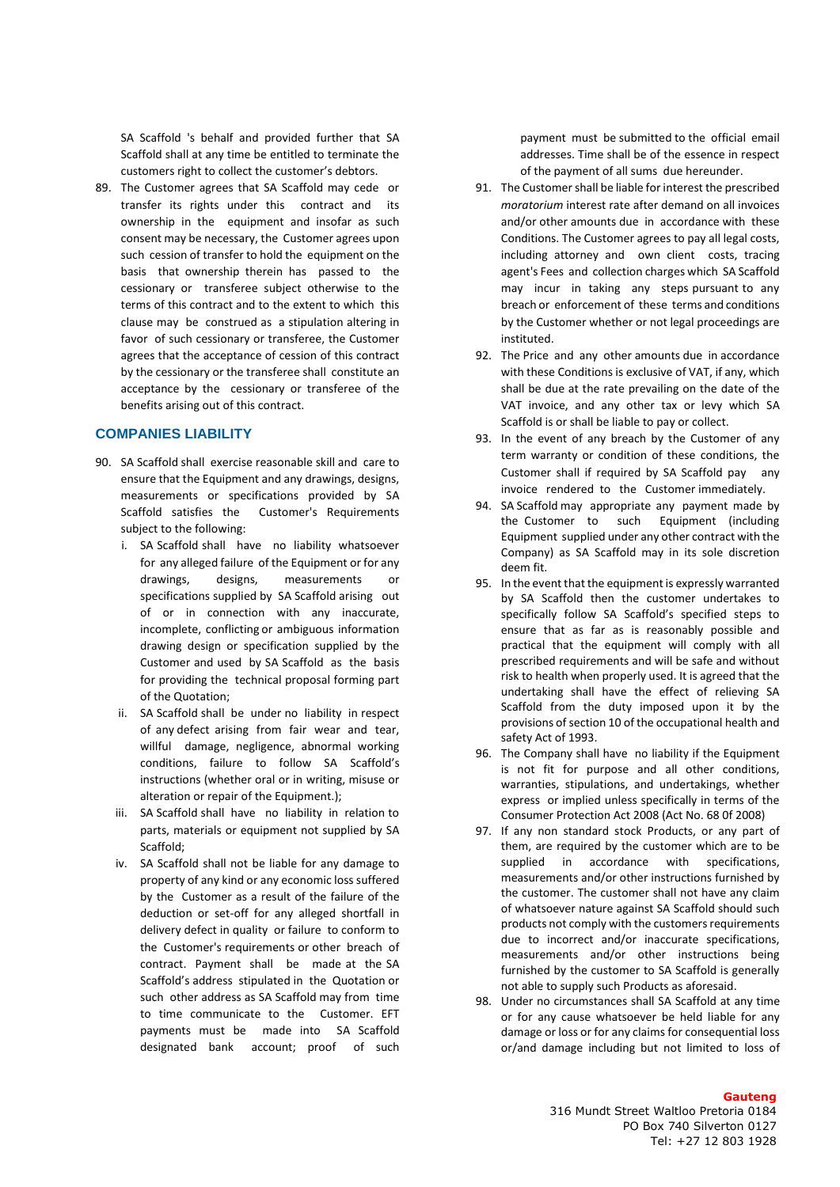SA Scaffold 's behalf and provided further that SA Scaffold shall at any time be entitled to terminate the customers right to collect the customer's debtors.

89. The Customer agrees that SA Scaffold may cede or transfer its rights under this contract and its ownership in the equipment and insofar as such consent may be necessary, the Customer agrees upon such cession of transfer to hold the equipment on the basis that ownership therein has passed to the cessionary or transferee subject otherwise to the terms of this contract and to the extent to which this clause may be construed as a stipulation altering in favor of such cessionary or transferee, the Customer agrees that the acceptance of cession of this contract by the cessionary or the transferee shall constitute an acceptance by the cessionary or transferee of the benefits arising out of this contract.

## COMPANIES LIABILITY

90. SA Scaffold shall exercise reasonable skill and care to ensure that the Equipment and any drawings, designs, measurements or specifications provided by SA Scaffold satisfies the Customer's Requirements subject to the following:
    i. SA Scaffold shall have no liability whatsoever for any alleged failure of the Equipment or for any drawings, designs, measurements or specifications supplied by SA Scaffold arising out of or in connection with any inaccurate, incomplete, conflicting or ambiguous information drawing design or specification supplied by the Customer and used by SA Scaffold as the basis for providing the technical proposal forming part of the Quotation;
    ii. SA Scaffold shall be under no liability in respect of any defect arising from fair wear and tear, willful damage, negligence, abnormal working conditions, failure to follow SA Scaffold's instructions (whether oral or in writing, misuse or alteration or repair of the Equipment.);
    iii. SA Scaffold shall have no liability in relation to parts, materials or equipment not supplied by SA Scaffold;
    iv. SA Scaffold shall not be liable for any damage to property of any kind or any economic loss suffered by the Customer as a result of the failure of the deduction or set-off for any alleged shortfall in delivery defect in quality or failure to conform to the Customer's requirements or other breach of contract. Payment shall be made at the SA Scaffold's address stipulated in the Quotation or such other address as SA Scaffold may from time to time communicate to the Customer. EFT payments must be made into SA Scaffold designated bank account; proof of such payment must be submitted to the official email addresses. Time shall be of the essence in respect of the payment of all sums due hereunder.
91. The Customer shall be liable for interest the prescribed *moratorium* interest rate after demand on all invoices and/or other amounts due in accordance with these Conditions. The Customer agrees to pay all legal costs, including attorney and own client costs, tracing agent's Fees and collection charges which SA Scaffold may incur in taking any steps pursuant to any breach or enforcement of these terms and conditions by the Customer whether or not legal proceedings are instituted.
92. The Price and any other amounts due in accordance with these Conditions is exclusive of VAT, if any, which shall be due at the rate prevailing on the date of the VAT invoice, and any other tax or levy which SA Scaffold is or shall be liable to pay or collect.
93. In the event of any breach by the Customer of any term warranty or condition of these conditions, the Customer shall if required by SA Scaffold pay any invoice rendered to the Customer immediately.
94. SA Scaffold may appropriate any payment made by the Customer to such Equipment (including Equipment supplied under any other contract with the Company) as SA Scaffold may in its sole discretion deem fit.
95. In the event that the equipment is expressly warranted by SA Scaffold then the customer undertakes to specifically follow SA Scaffold's specified steps to ensure that as far as is reasonably possible and practical that the equipment will comply with all prescribed requirements and will be safe and without risk to health when properly used. It is agreed that the undertaking shall have the effect of relieving SA Scaffold from the duty imposed upon it by the provisions of section 10 of the occupational health and safety Act of 1993.
96. The Company shall have no liability if the Equipment is not fit for purpose and all other conditions, warranties, stipulations, and undertakings, whether express or implied unless specifically in terms of the Consumer Protection Act 2008 (Act No. 68 0f 2008)
97. If any non standard stock Products, or any part of them, are required by the customer which are to be supplied in accordance with specifications, measurements and/or other instructions furnished by the customer. The customer shall not have any claim of whatsoever nature against SA Scaffold should such products not comply with the customers requirements due to incorrect and/or inaccurate specifications, measurements and/or other instructions being furnished by the customer to SA Scaffold is generally not able to supply such Products as aforesaid.
98. Under no circumstances shall SA Scaffold at any time or for any cause whatsoever be held liable for any damage or loss or for any claims for consequential loss or/and damage including but not limited to loss of

**Gauteng**
316 Mundt Street Waltloo Pretoria 0184
PO Box 740 Silverton 0127
Tel: +27 12 803 1928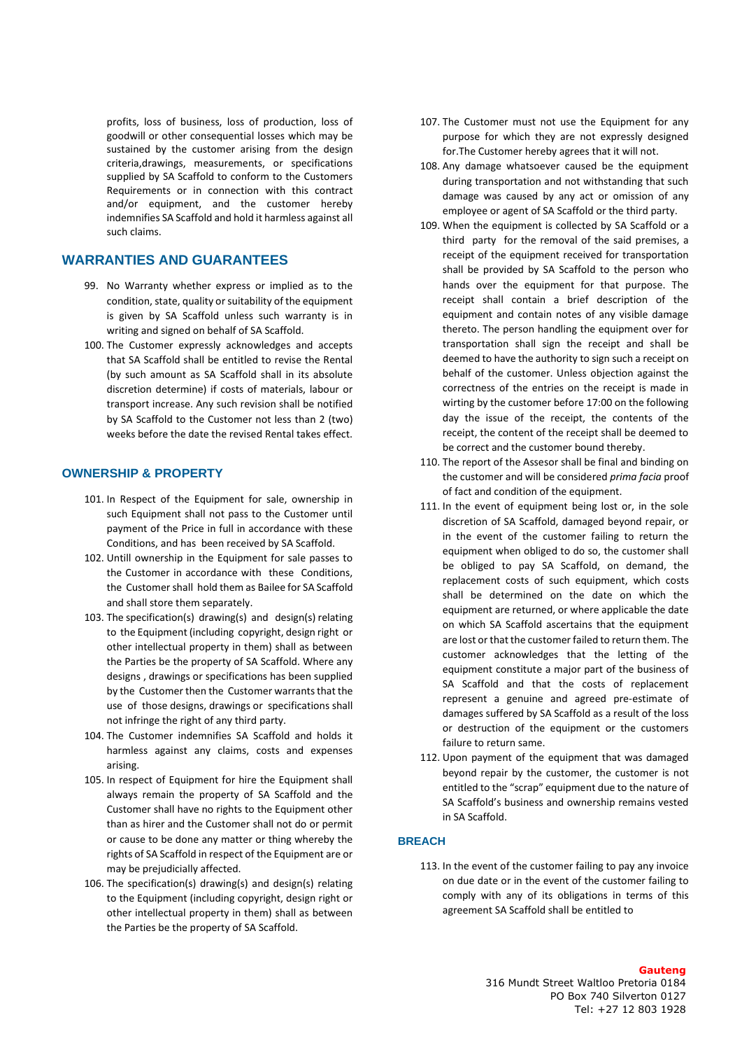profits, loss of business, loss of production, loss of goodwill or other consequential losses which may be sustained by the customer arising from the design criteria,drawings, measurements, or specifications supplied by SA Scaffold to conform to the Customers Requirements or in connection with this contract and/or equipment, and the customer hereby indemnifies SA Scaffold and hold it harmless against all such claims.

## WARRANTIES AND GUARANTEES

99. No Warranty whether express or implied as to the condition, state, quality or suitability of the equipment is given by SA Scaffold unless such warranty is in writing and signed on behalf of SA Scaffold.
100. The Customer expressly acknowledges and accepts that SA Scaffold shall be entitled to revise the Rental (by such amount as SA Scaffold shall in its absolute discretion determine) if costs of materials, labour or transport increase. Any such revision shall be notified by SA Scaffold to the Customer not less than 2 (two) weeks before the date the revised Rental takes effect.

## OWNERSHIP & PROPERTY

101. In Respect of the Equipment for sale, ownership in such Equipment shall not pass to the Customer until payment of the Price in full in accordance with these Conditions, and has been received by SA Scaffold.
102. Untill ownership in the Equipment for sale passes to the Customer in accordance with these Conditions, the Customer shall hold them as Bailee for SA Scaffold and shall store them separately.
103. The specification(s) drawing(s) and design(s) relating to the Equipment (including copyright, design right or other intellectual property in them) shall as between the Parties be the property of SA Scaffold. Where any designs , drawings or specifications has been supplied by the Customer then the Customer warrants that the use of those designs, drawings or specifications shall not infringe the right of any third party.
104. The Customer indemnifies SA Scaffold and holds it harmless against any claims, costs and expenses arising.
105. In respect of Equipment for hire the Equipment shall always remain the property of SA Scaffold and the Customer shall have no rights to the Equipment other than as hirer and the Customer shall not do or permit or cause to be done any matter or thing whereby the rights of SA Scaffold in respect of the Equipment are or may be prejudicially affected.
106. The specification(s) drawing(s) and design(s) relating to the Equipment (including copyright, design right or other intellectual property in them) shall as between the Parties be the property of SA Scaffold.
107. The Customer must not use the Equipment for any purpose for which they are not expressly designed for.The Customer hereby agrees that it will not.
108. Any damage whatsoever caused be the equipment during transportation and not withstanding that such damage was caused by any act or omission of any employee or agent of SA Scaffold or the third party.
109. When the equipment is collected by SA Scaffold or a third party for the removal of the said premises, a receipt of the equipment received for transportation shall be provided by SA Scaffold to the person who hands over the equipment for that purpose. The receipt shall contain a brief description of the equipment and contain notes of any visible damage thereto. The person handling the equipment over for transportation shall sign the receipt and shall be deemed to have the authority to sign such a receipt on behalf of the customer. Unless objection against the correctness of the entries on the receipt is made in wirting by the customer before 17:00 on the following day the issue of the receipt, the contents of the receipt, the content of the receipt shall be deemed to be correct and the customer bound thereby.
110. The report of the Assesor shall be final and binding on the customer and will be considered *prima facia* proof of fact and condition of the equipment.
111. In the event of equipment being lost or, in the sole discretion of SA Scaffold, damaged beyond repair, or in the event of the customer failing to return the equipment when obliged to do so, the customer shall be obliged to pay SA Scaffold, on demand, the replacement costs of such equipment, which costs shall be determined on the date on which the equipment are returned, or where applicable the date on which SA Scaffold ascertains that the equipment are lost or that the customer failed to return them. The customer acknowledges that the letting of the equipment constitute a major part of the business of SA Scaffold and that the costs of replacement represent a genuine and agreed pre-estimate of damages suffered by SA Scaffold as a result of the loss or destruction of the equipment or the customers failure to return same.
112. Upon payment of the equipment that was damaged beyond repair by the customer, the customer is not entitled to the "scrap" equipment due to the nature of SA Scaffold's business and ownership remains vested in SA Scaffold.

## BREACH

113. In the event of the customer failing to pay any invoice on due date or in the event of the customer failing to comply with any of its obligations in terms of this agreement SA Scaffold shall be entitled to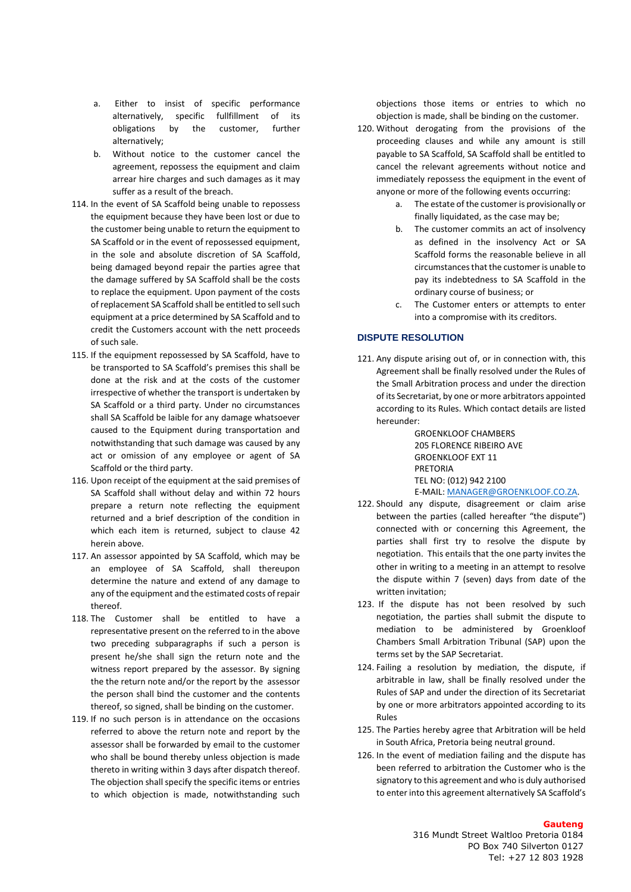a. Either to insist of specific performance alternatively, specific fullfillment of its obligations by the customer, further alternatively;
b. Without notice to the customer cancel the agreement, repossess the equipment and claim arrear hire charges and such damages as it may suffer as a result of the breach.

114. In the event of SA Scaffold being unable to repossess the equipment because they have been lost or due to the customer being unable to return the equipment to SA Scaffold or in the event of repossessed equipment, in the sole and absolute discretion of SA Scaffold, being damaged beyond repair the parties agree that the damage suffered by SA Scaffold shall be the costs to replace the equipment. Upon payment of the costs of replacement SA Scaffold shall be entitled to sell such equipment at a price determined by SA Scaffold and to credit the Customers account with the nett proceeds of such sale.
115. If the equipment repossessed by SA Scaffold, have to be transported to SA Scaffold's premises this shall be done at the risk and at the costs of the customer irrespective of whether the transport is undertaken by SA Scaffold or a third party. Under no circumstances shall SA Scaffold be laible for any damage whatsoever caused to the Equipment during transportation and notwithstanding that such damage was caused by any act or omission of any employee or agent of SA Scaffold or the third party.
116. Upon receipt of the equipment at the said premises of SA Scaffold shall without delay and within 72 hours prepare a return note reflecting the equipment returned and a brief description of the condition in which each item is returned, subject to clause 42 herein above.
117. An assessor appointed by SA Scaffold, which may be an employee of SA Scaffold, shall thereupon determine the nature and extend of any damage to any of the equipment and the estimated costs of repair thereof.
118. The Customer shall be entitled to have a representative present on the referred to in the above two preceding subparagraphs if such a person is present he/she shall sign the return note and the witness report prepared by the assessor. By signing the the return note and/or the report by the assessor the person shall bind the customer and the contents thereof, so signed, shall be binding on the customer.
119. If no such person is in attendance on the occasions referred to above the return note and report by the assessor shall be forwarded by email to the customer who shall be bound thereby unless objection is made thereto in writing within 3 days after dispatch thereof. The objection shall specify the specific items or entries to which objection is made, notwithstanding such objections those items or entries to which no objection is made, shall be binding on the customer.
120. Without derogating from the provisions of the proceeding clauses and while any amount is still payable to SA Scaffold, SA Scaffold shall be entitled to cancel the relevant agreements without notice and immediately repossess the equipment in the event of anyone or more of the following events occurring:
    a. The estate of the customer is provisionally or finally liquidated, as the case may be;
    b. The customer commits an act of insolvency as defined in the insolvency Act or SA Scaffold forms the reasonable believe in all circumstances that the customer is unable to pay its indebtedness to SA Scaffold in the ordinary course of business; or
    c. The Customer enters or attempts to enter into a compromise with its creditors.

### DISPUTE RESOLUTION

121. Any dispute arising out of, or in connection with, this Agreement shall be finally resolved under the Rules of the Small Arbitration process and under the direction of its Secretariat, by one or more arbitrators appointed according to its Rules. Which contact details are listed hereunder:

    GROENKLOOF CHAMBERS
    205 FLORENCE RIBEIRO AVE
    GROENKLOOF EXT 11
    PRETORIA
    TEL NO: (012) 942 2100
    E-MAIL: MANAGER@GROENKLOOF.CO.ZA.

122. Should any dispute, disagreement or claim arise between the parties (called hereafter "the dispute") connected with or concerning this Agreement, the parties shall first try to resolve the dispute by negotiation. This entails that the one party invites the other in writing to a meeting in an attempt to resolve the dispute within 7 (seven) days from date of the written invitation;
123. If the dispute has not been resolved by such negotiation, the parties shall submit the dispute to mediation to be administered by Groenkloof Chambers Small Arbitration Tribunal (SAP) upon the terms set by the SAP Secretariat.
124. Failing a resolution by mediation, the dispute, if arbitrable in law, shall be finally resolved under the Rules of SAP and under the direction of its Secretariat by one or more arbitrators appointed according to its Rules
125. The Parties hereby agree that Arbitration will be held in South Africa, Pretoria being neutral ground.
126. In the event of mediation failing and the dispute has been referred to arbitration the Customer who is the signatory to this agreement and who is duly authorised to enter into this agreement alternatively SA Scaffold's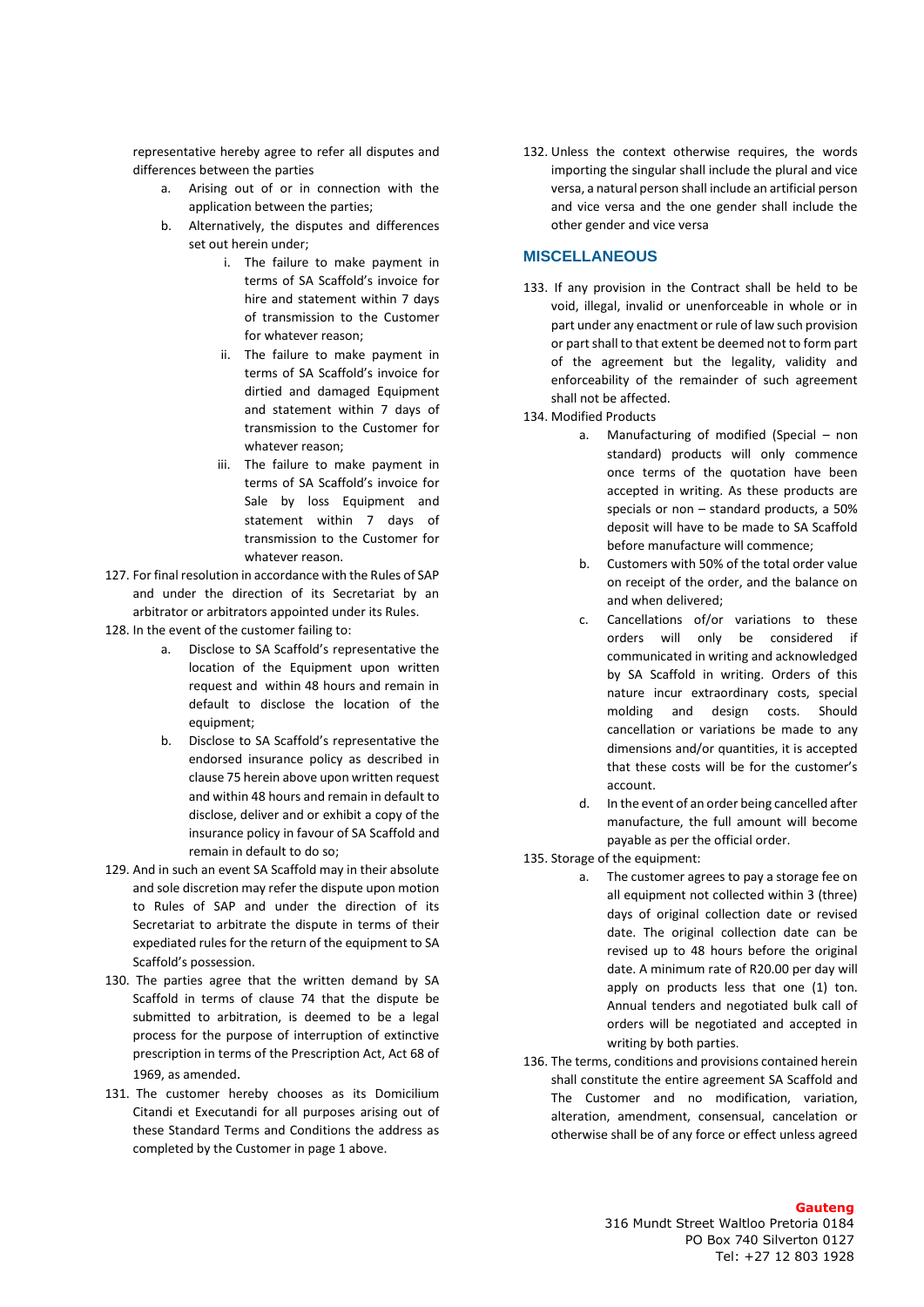representative hereby agree to refer all disputes and differences between the parties

a. Arising out of or in connection with the application between the parties;
b. Alternatively, the disputes and differences set out herein under;
   i. The failure to make payment in terms of SA Scaffold's invoice for hire and statement within 7 days of transmission to the Customer for whatever reason;
   ii. The failure to make payment in terms of SA Scaffold's invoice for dirtied and damaged Equipment and statement within 7 days of transmission to the Customer for whatever reason;
   iii. The failure to make payment in terms of SA Scaffold's invoice for Sale by loss Equipment and statement within 7 days of transmission to the Customer for whatever reason.

127. For final resolution in accordance with the Rules of SAP and under the direction of its Secretariat by an arbitrator or arbitrators appointed under its Rules.
128. In the event of the customer failing to:
    a. Disclose to SA Scaffold's representative the location of the Equipment upon written request and within 48 hours and remain in default to disclose the location of the equipment;
    b. Disclose to SA Scaffold's representative the endorsed insurance policy as described in clause 75 herein above upon written request and within 48 hours and remain in default to disclose, deliver and or exhibit a copy of the insurance policy in favour of SA Scaffold and remain in default to do so;
129. And in such an event SA Scaffold may in their absolute and sole discretion may refer the dispute upon motion to Rules of SAP and under the direction of its Secretariat to arbitrate the dispute in terms of their expediated rules for the return of the equipment to SA Scaffold's possession.
130. The parties agree that the written demand by SA Scaffold in terms of clause 74 that the dispute be submitted to arbitration, is deemed to be a legal process for the purpose of interruption of extinctive prescription in terms of the Prescription Act, Act 68 of 1969, as amended.
131. The customer hereby chooses as its Domicilium Citandi et Executandi for all purposes arising out of these Standard Terms and Conditions the address as completed by the Customer in page 1 above.
132. Unless the context otherwise requires, the words importing the singular shall include the plural and vice versa, a natural person shall include an artificial person and vice versa and the one gender shall include the other gender and vice versa

## MISCELLANEOUS

133. If any provision in the Contract shall be held to be void, illegal, invalid or unenforceable in whole or in part under any enactment or rule of law such provision or part shall to that extent be deemed not to form part of the agreement but the legality, validity and enforceability of the remainder of such agreement shall not be affected.
134. Modified Products
    a. Manufacturing of modified (Special – non standard) products will only commence once terms of the quotation have been accepted in writing. As these products are specials or non – standard products, a 50% deposit will have to be made to SA Scaffold before manufacture will commence;
    b. Customers with 50% of the total order value on receipt of the order, and the balance on and when delivered;
    c. Cancellations of/or variations to these orders will only be considered if communicated in writing and acknowledged by SA Scaffold in writing. Orders of this nature incur extraordinary costs, special molding and design costs. Should cancellation or variations be made to any dimensions and/or quantities, it is accepted that these costs will be for the customer's account.
    d. In the event of an order being cancelled after manufacture, the full amount will become payable as per the official order.
135. Storage of the equipment:
    a. The customer agrees to pay a storage fee on all equipment not collected within 3 (three) days of original collection date or revised date. The original collection date can be revised up to 48 hours before the original date. A minimum rate of R20.00 per day will apply on products less that one (1) ton. Annual tenders and negotiated bulk call of orders will be negotiated and accepted in writing by both parties.
136. The terms, conditions and provisions contained herein shall constitute the entire agreement SA Scaffold and The Customer and no modification, variation, alteration, amendment, consensual, cancelation or otherwise shall be of any force or effect unless agreed

**Gauteng**
316 Mundt Street Waltloo Pretoria 0184
PO Box 740 Silverton 0127
Tel: +27 12 803 1928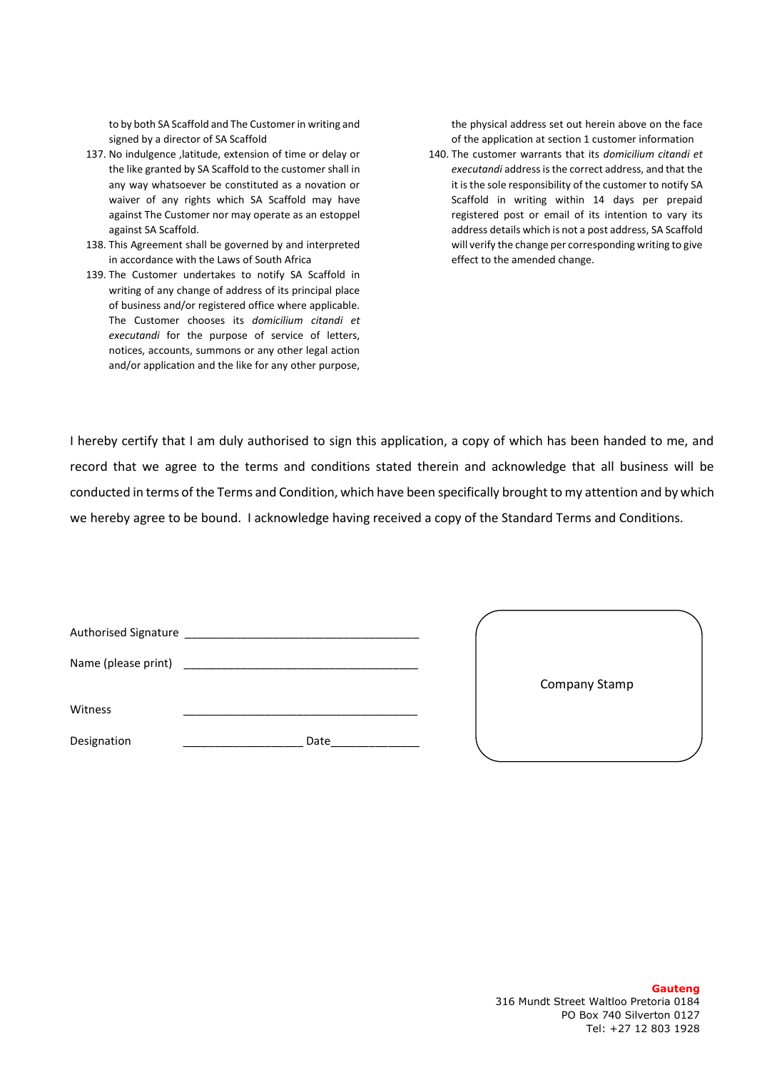to by both SA Scaffold and The Customer in writing and signed by a director of SA Scaffold

137. No indulgence ,latitude, extension of time or delay or the like granted by SA Scaffold to the customer shall in any way whatsoever be constituted as a novation or waiver of any rights which SA Scaffold may have against The Customer nor may operate as an estoppel against SA Scaffold.
138. This Agreement shall be governed by and interpreted in accordance with the Laws of South Africa
139. The Customer undertakes to notify SA Scaffold in writing of any change of address of its principal place of business and/or registered office where applicable. The Customer chooses its *domicilium citandi et executandi* for the purpose of service of letters, notices, accounts, summons or any other legal action and/or application and the like for any other purpose, the physical address set out herein above on the face of the application at section 1 customer information
140. The customer warrants that its *domicilium citandi et executandi* address is the correct address, and that the it is the sole responsibility of the customer to notify SA Scaffold in writing within 14 days per prepaid registered post or email of its intention to vary its address details which is not a post address, SA Scaffold will verify the change per corresponding writing to give effect to the amended change.

I hereby certify that I am duly authorised to sign this application, a copy of which has been handed to me, and record that we agree to the terms and conditions stated therein and acknowledge that all business will be conducted in terms of the Terms and Condition, which have been specifically brought to my attention and by which we hereby agree to be bound. I acknowledge having received a copy of the Standard Terms and Conditions.

Authorised Signature ____________________________________

Name (please print) ____________________________________

Witness ____________________________________

Designation ___________________ Date______________

Company Stamp

**Gauteng**
316 Mundt Street Waltloo Pretoria 0184
PO Box 740 Silverton 0127
Tel: +27 12 803 1928